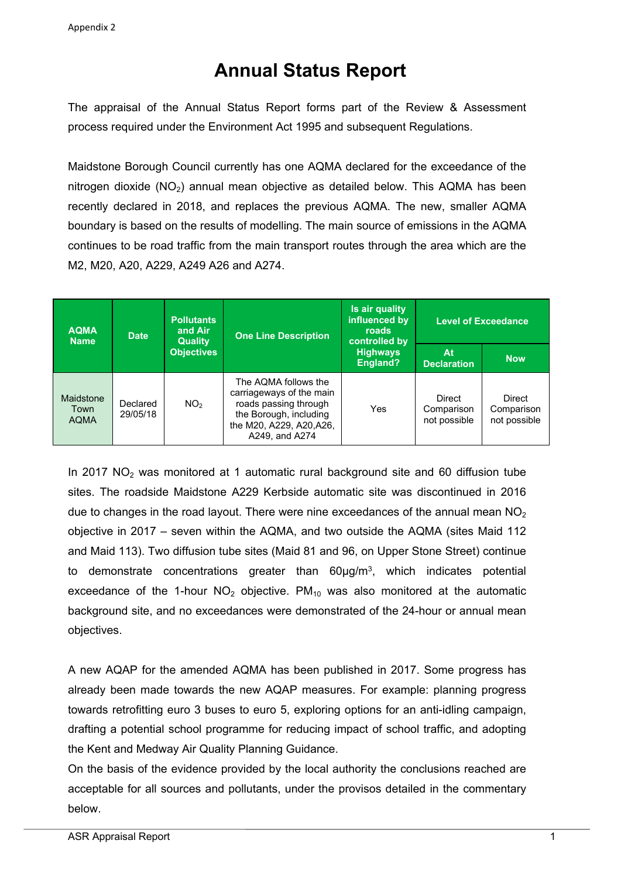Appendix 2

# Annual Status Report

The appraisal of the Annual Status Report forms part of the Review & Assessment process required under the Environment Act 1995 and subsequent Regulations.

Maidstone Borough Council currently has one AQMA declared for the exceedance of the nitrogen dioxide ($NO_2$) annual mean objective as detailed below. This AQMA has been recently declared in 2018, and replaces the previous AQMA. The new, smaller AQMA boundary is based on the results of modelling. The main source of emissions in the AQMA continues to be road traffic from the main transport routes through the area which are the M2, M20, A20, A229, A249 A26 and A274.

| AQMA Name | Date | Pollutants and Air Quality Objectives | One Line Description | Is air quality influenced by roads controlled by Highways England? | Level of Exceedance | |
|---|---|---|---|---|---|---|
| | | | | | At Declaration | Now |
| Maidstone Town AQMA | Declared 29/05/18 | $NO_2$ | The AQMA follows the carriageways of the main roads passing through the Borough, including the M20, A229, A20,A26, A249, and A274 | Yes | Direct Comparison not possible | Direct Comparison not possible |

In 2017 $NO_2$ was monitored at 1 automatic rural background site and 60 diffusion tube sites. The roadside Maidstone A229 Kerbside automatic site was discontinued in 2016 due to changes in the road layout. There were nine exceedances of the annual mean $NO_2$ objective in 2017 – seven within the AQMA, and two outside the AQMA (sites Maid 112 and Maid 113). Two diffusion tube sites (Maid 81 and 96, on Upper Stone Street) continue to demonstrate concentrations greater than 60µg/m$^3$, which indicates potential exceedance of the 1-hour $NO_2$ objective. $PM_{10}$ was also monitored at the automatic background site, and no exceedances were demonstrated of the 24-hour or annual mean objectives.

A new AQAP for the amended AQMA has been published in 2017. Some progress has already been made towards the new AQAP measures. For example: planning progress towards retrofitting euro 3 buses to euro 5, exploring options for an anti-idling campaign, drafting a potential school programme for reducing impact of school traffic, and adopting the Kent and Medway Air Quality Planning Guidance.

On the basis of the evidence provided by the local authority the conclusions reached are acceptable for all sources and pollutants, under the provisos detailed in the commentary below.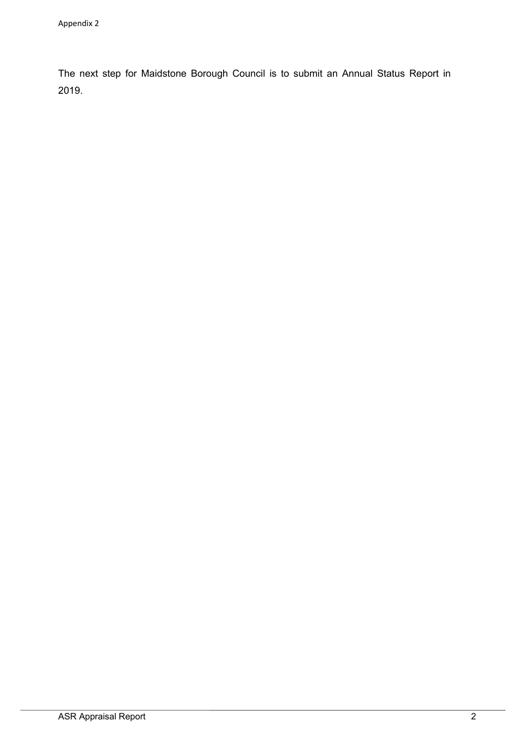The next step for Maidstone Borough Council is to submit an Annual Status Report in 2019.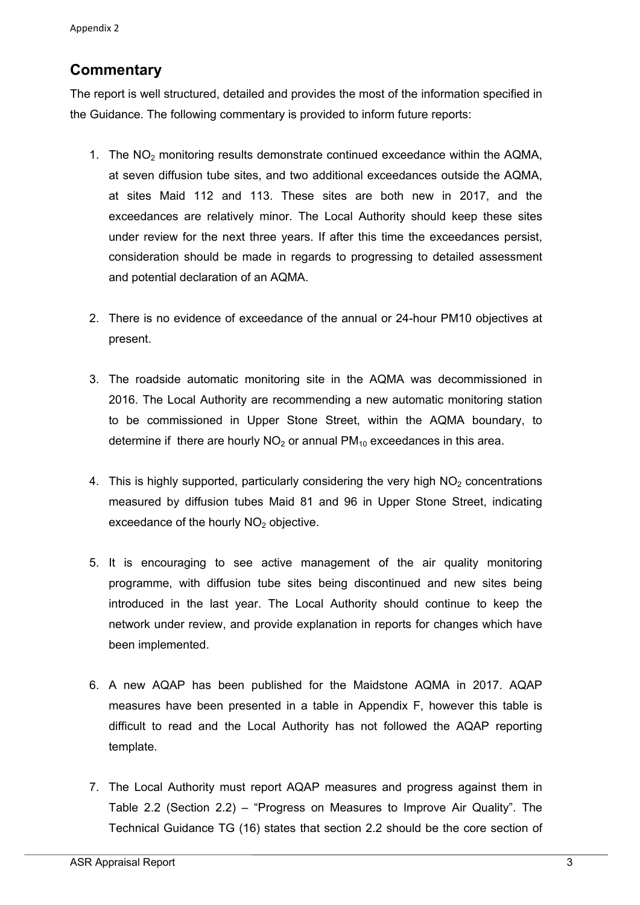## Commentary

The report is well structured, detailed and provides the most of the information specified in the Guidance. The following commentary is provided to inform future reports:

1. The $NO_2$ monitoring results demonstrate continued exceedance within the AQMA, at seven diffusion tube sites, and two additional exceedances outside the AQMA, at sites Maid 112 and 113. These sites are both new in 2017, and the exceedances are relatively minor. The Local Authority should keep these sites under review for the next three years. If after this time the exceedances persist, consideration should be made in regards to progressing to detailed assessment and potential declaration of an AQMA.

2. There is no evidence of exceedance of the annual or 24-hour PM10 objectives at present.

3. The roadside automatic monitoring site in the AQMA was decommissioned in 2016. The Local Authority are recommending a new automatic monitoring station to be commissioned in Upper Stone Street, within the AQMA boundary, to determine if there are hourly $NO_2$ or annual $PM_{10}$ exceedances in this area.

4. This is highly supported, particularly considering the very high $NO_2$ concentrations measured by diffusion tubes Maid 81 and 96 in Upper Stone Street, indicating exceedance of the hourly $NO_2$ objective.

5. It is encouraging to see active management of the air quality monitoring programme, with diffusion tube sites being discontinued and new sites being introduced in the last year. The Local Authority should continue to keep the network under review, and provide explanation in reports for changes which have been implemented.

6. A new AQAP has been published for the Maidstone AQMA in 2017. AQAP measures have been presented in a table in Appendix F, however this table is difficult to read and the Local Authority has not followed the AQAP reporting template.

7. The Local Authority must report AQAP measures and progress against them in Table 2.2 (Section 2.2) – "Progress on Measures to Improve Air Quality". The Technical Guidance TG (16) states that section 2.2 should be the core section of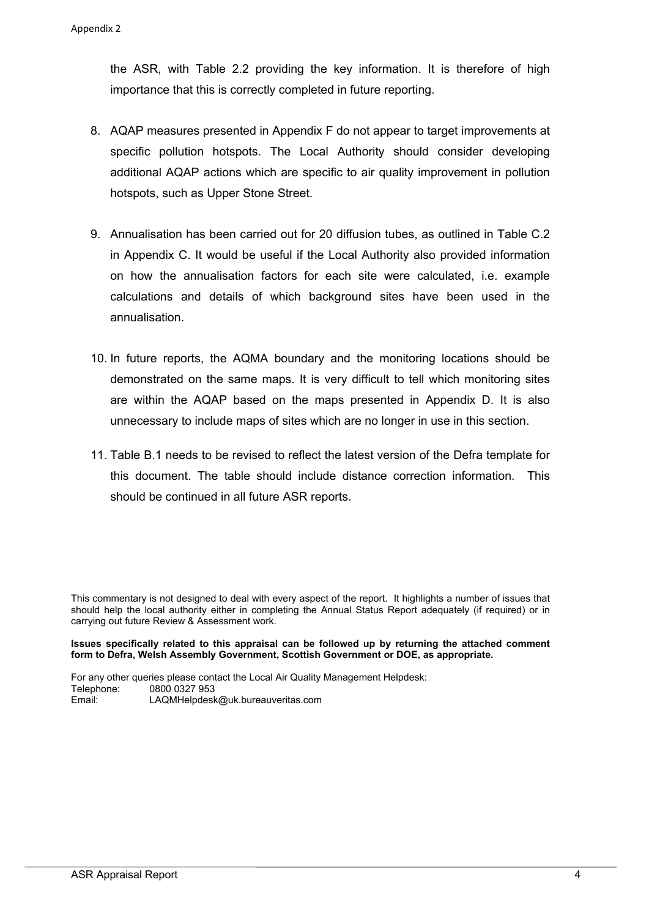the ASR, with Table 2.2 providing the key information. It is therefore of high importance that this is correctly completed in future reporting.

8. AQAP measures presented in Appendix F do not appear to target improvements at specific pollution hotspots. The Local Authority should consider developing additional AQAP actions which are specific to air quality improvement in pollution hotspots, such as Upper Stone Street.

9. Annualisation has been carried out for 20 diffusion tubes, as outlined in Table C.2 in Appendix C. It would be useful if the Local Authority also provided information on how the annualisation factors for each site were calculated, i.e. example calculations and details of which background sites have been used in the annualisation.

10. In future reports, the AQMA boundary and the monitoring locations should be demonstrated on the same maps. It is very difficult to tell which monitoring sites are within the AQAP based on the maps presented in Appendix D. It is also unnecessary to include maps of sites which are no longer in use in this section.

11. Table B.1 needs to be revised to reflect the latest version of the Defra template for this document. The table should include distance correction information. This should be continued in all future ASR reports.

This commentary is not designed to deal with every aspect of the report. It highlights a number of issues that should help the local authority either in completing the Annual Status Report adequately (if required) or in carrying out future Review & Assessment work.

**Issues specifically related to this appraisal can be followed up by returning the attached comment form to Defra, Welsh Assembly Government, Scottish Government or DOE, as appropriate.**

For any other queries please contact the Local Air Quality Management Helpdesk:
Telephone: 0800 0327 953
Email: LAQMHelpdesk@uk.bureauveritas.com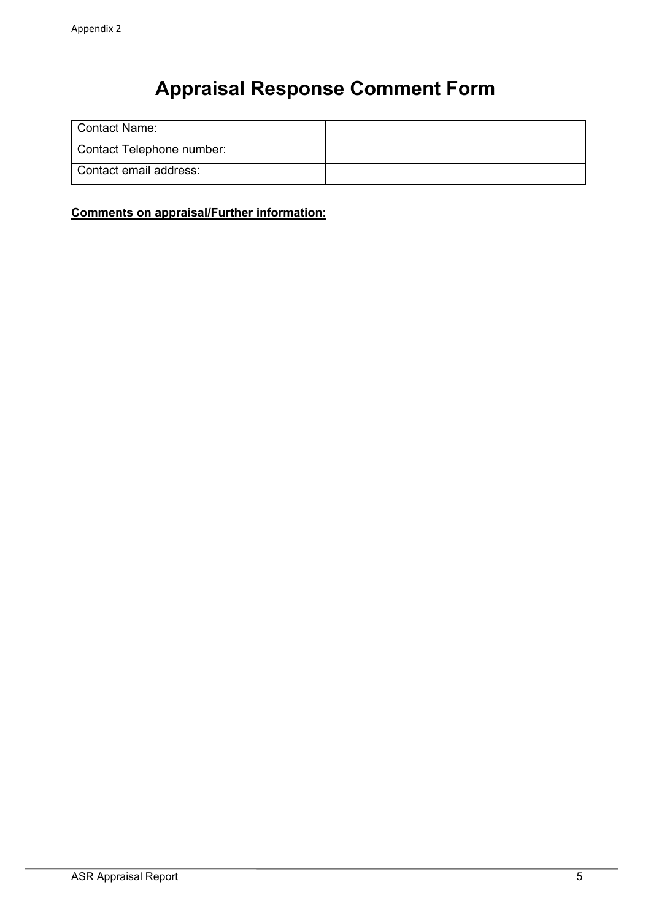Appendix 2

# Appraisal Response Comment Form

| | |
|---|---|
| Contact Name: | |
| Contact Telephone number: | |
| Contact email address: | |

**Comments on appraisal/Further information:**